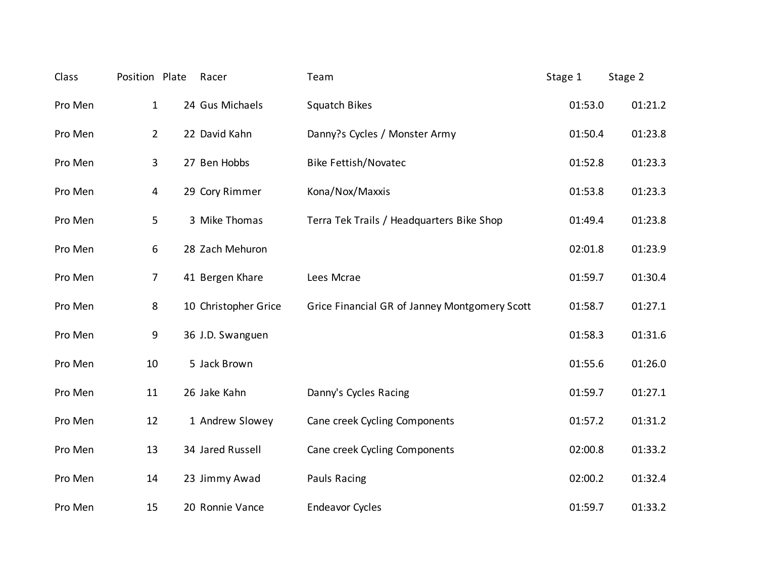| Class | Position | Plate | Racer | Team | Stage 1 | Stage 2 |
|---|---|---|---|---|---|---|
| Pro Men | 1 | 24 | Gus Michaels | Squatch Bikes | 01:53.0 | 01:21.2 |
| Pro Men | 2 | 22 | David Kahn | Danny?s Cycles / Monster Army | 01:50.4 | 01:23.8 |
| Pro Men | 3 | 27 | Ben Hobbs | Bike Fettish/Novatec | 01:52.8 | 01:23.3 |
| Pro Men | 4 | 29 | Cory Rimmer | Kona/Nox/Maxxis | 01:53.8 | 01:23.3 |
| Pro Men | 5 | 3 | Mike Thomas | Terra Tek Trails / Headquarters Bike Shop | 01:49.4 | 01:23.8 |
| Pro Men | 6 | 28 | Zach Mehuron | | 02:01.8 | 01:23.9 |
| Pro Men | 7 | 41 | Bergen Khare | Lees Mcrae | 01:59.7 | 01:30.4 |
| Pro Men | 8 | 10 | Christopher Grice | Grice Financial GR of Janney Montgomery Scott | 01:58.7 | 01:27.1 |
| Pro Men | 9 | 36 | J.D. Swanguen | | 01:58.3 | 01:31.6 |
| Pro Men | 10 | 5 | Jack Brown | | 01:55.6 | 01:26.0 |
| Pro Men | 11 | 26 | Jake Kahn | Danny's Cycles Racing | 01:59.7 | 01:27.1 |
| Pro Men | 12 | 1 | Andrew Slowey | Cane creek Cycling Components | 01:57.2 | 01:31.2 |
| Pro Men | 13 | 34 | Jared Russell | Cane creek Cycling Components | 02:00.8 | 01:33.2 |
| Pro Men | 14 | 23 | Jimmy Awad | Pauls Racing | 02:00.2 | 01:32.4 |
| Pro Men | 15 | 20 | Ronnie Vance | Endeavor Cycles | 01:59.7 | 01:33.2 |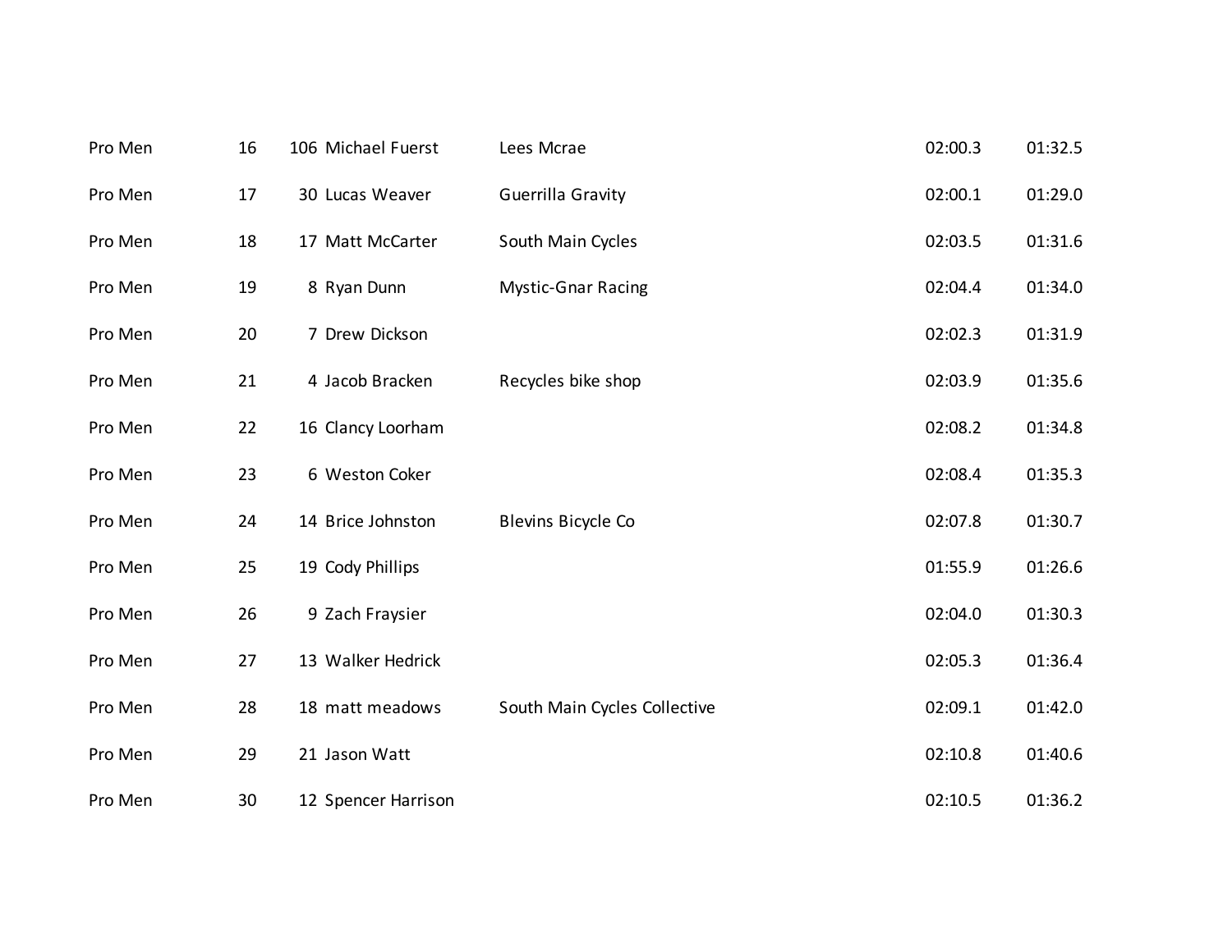| | | | | | | |
|---|---|---|---|---|---|---|
| Pro Men | 16 | 106 | Michael Fuerst | Lees Mcrae | 02:00.3 | 01:32.5 |
| Pro Men | 17 | 30 | Lucas Weaver | Guerrilla Gravity | 02:00.1 | 01:29.0 |
| Pro Men | 18 | 17 | Matt McCarter | South Main Cycles | 02:03.5 | 01:31.6 |
| Pro Men | 19 | 8 | Ryan Dunn | Mystic-Gnar Racing | 02:04.4 | 01:34.0 |
| Pro Men | 20 | 7 | Drew Dickson | | 02:02.3 | 01:31.9 |
| Pro Men | 21 | 4 | Jacob Bracken | Recycles bike shop | 02:03.9 | 01:35.6 |
| Pro Men | 22 | 16 | Clancy Loorham | | 02:08.2 | 01:34.8 |
| Pro Men | 23 | 6 | Weston Coker | | 02:08.4 | 01:35.3 |
| Pro Men | 24 | 14 | Brice Johnston | Blevins Bicycle Co | 02:07.8 | 01:30.7 |
| Pro Men | 25 | 19 | Cody Phillips | | 01:55.9 | 01:26.6 |
| Pro Men | 26 | 9 | Zach Fraysier | | 02:04.0 | 01:30.3 |
| Pro Men | 27 | 13 | Walker Hedrick | | 02:05.3 | 01:36.4 |
| Pro Men | 28 | 18 | matt meadows | South Main Cycles Collective | 02:09.1 | 01:42.0 |
| Pro Men | 29 | 21 | Jason Watt | | 02:10.8 | 01:40.6 |
| Pro Men | 30 | 12 | Spencer Harrison | | 02:10.5 | 01:36.2 |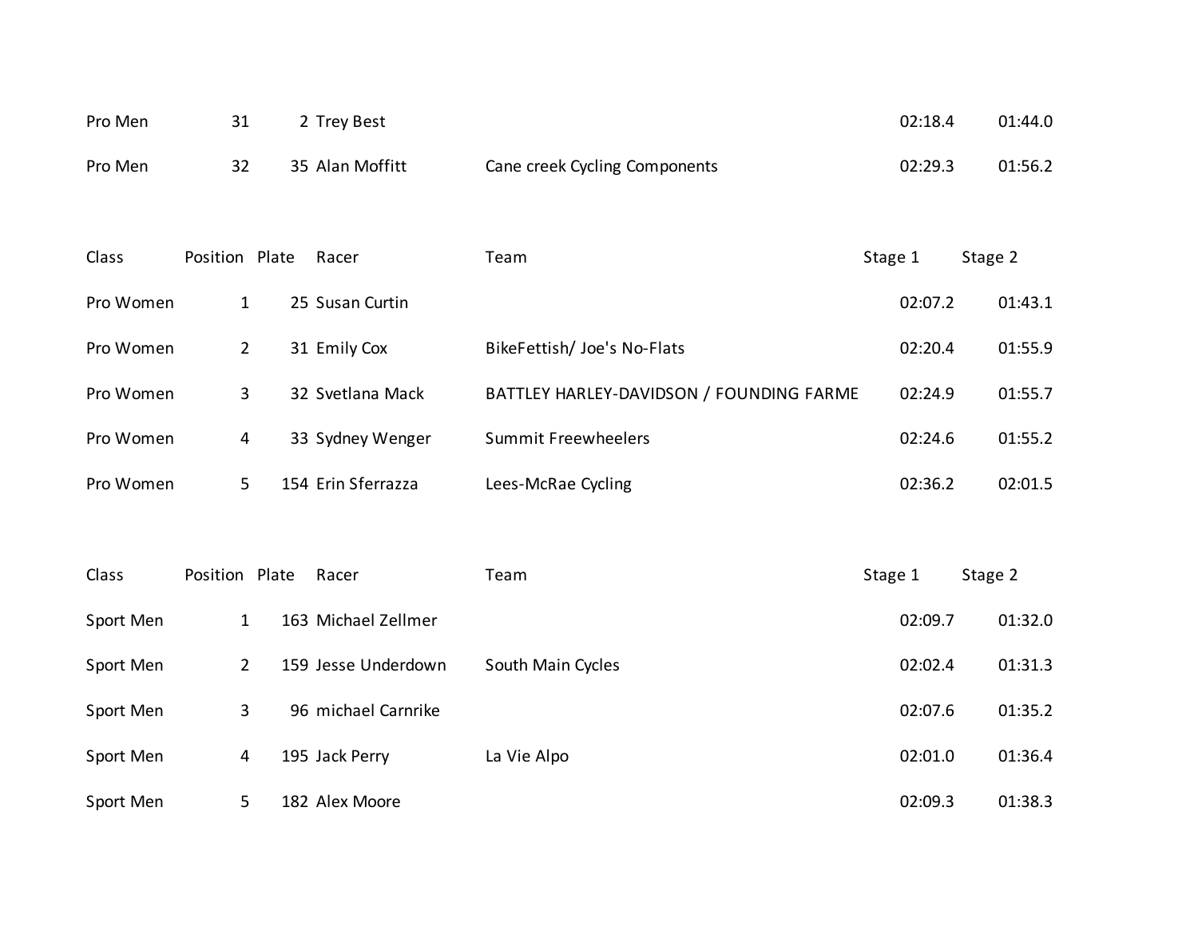| Class | Position | Plate | Racer | Team | Stage 1 | Stage 2 |
|---|---|---|---|---|---|---|
| Pro Men | 31 | 2 | Trey Best | | 02:18.4 | 01:44.0 |
| Pro Men | 32 | 35 | Alan Moffitt | Cane creek Cycling Components | 02:29.3 | 01:56.2 |

| Class | Position | Plate | Racer | Team | Stage 1 | Stage 2 |
|---|---|---|---|---|---|---|
| Pro Women | 1 | 25 | Susan Curtin | | 02:07.2 | 01:43.1 |
| Pro Women | 2 | 31 | Emily Cox | BikeFettish/ Joe's No-Flats | 02:20.4 | 01:55.9 |
| Pro Women | 3 | 32 | Svetlana Mack | BATTLEY HARLEY-DAVIDSON / FOUNDING FARME | 02:24.9 | 01:55.7 |
| Pro Women | 4 | 33 | Sydney Wenger | Summit Freewheelers | 02:24.6 | 01:55.2 |
| Pro Women | 5 | 154 | Erin Sferrazza | Lees-McRae Cycling | 02:36.2 | 02:01.5 |

| Class | Position | Plate | Racer | Team | Stage 1 | Stage 2 |
|---|---|---|---|---|---|---|
| Sport Men | 1 | 163 | Michael Zellmer | | 02:09.7 | 01:32.0 |
| Sport Men | 2 | 159 | Jesse Underdown | South Main Cycles | 02:02.4 | 01:31.3 |
| Sport Men | 3 | 96 | michael Carnrike | | 02:07.6 | 01:35.2 |
| Sport Men | 4 | 195 | Jack Perry | La Vie Alpo | 02:01.0 | 01:36.4 |
| Sport Men | 5 | 182 | Alex Moore | | 02:09.3 | 01:38.3 |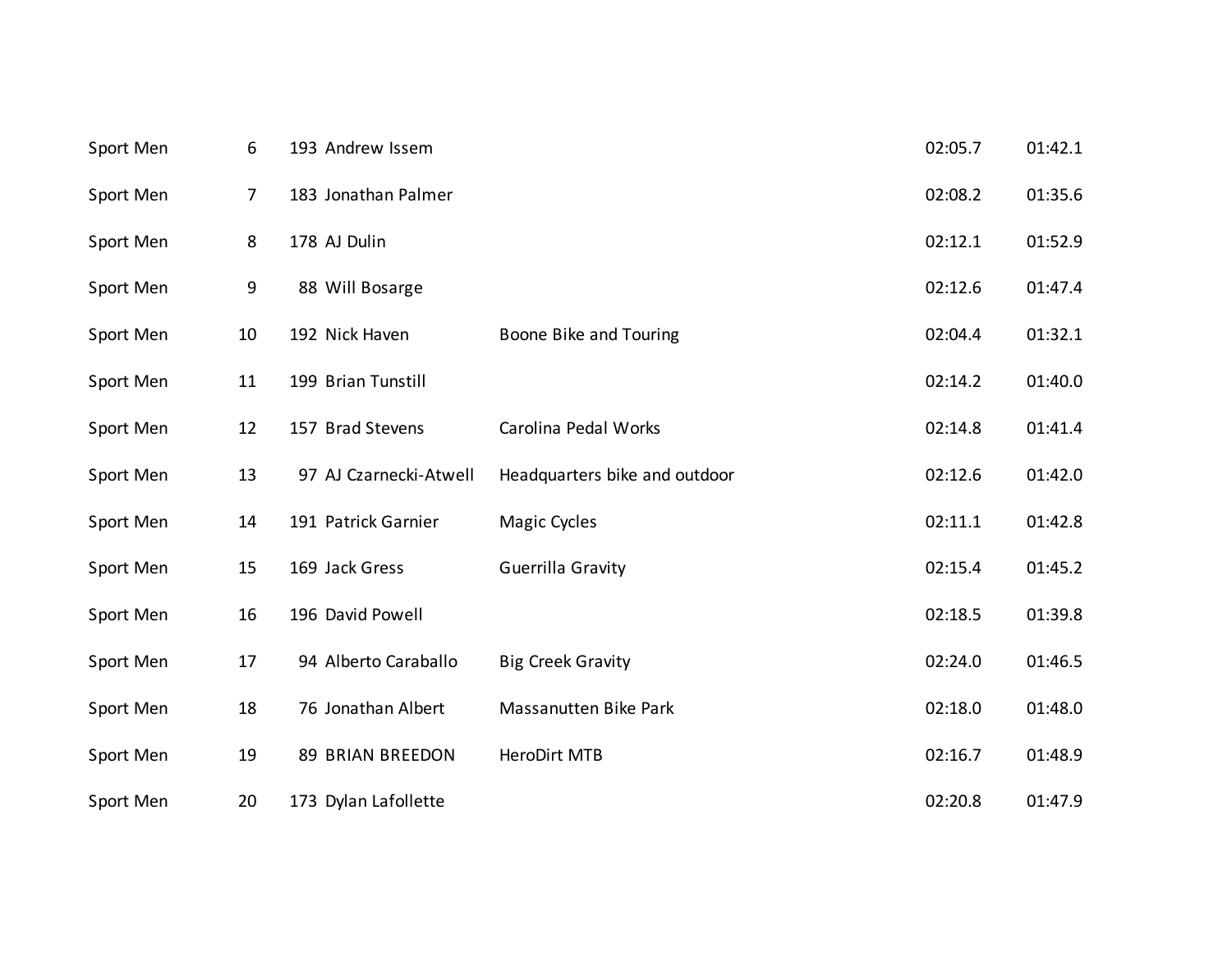| | | | | | | |
|---|---|---|---|---|---|---|
| Sport Men | 6 | 193 | Andrew Issem | | 02:05.7 | 01:42.1 |
| Sport Men | 7 | 183 | Jonathan Palmer | | 02:08.2 | 01:35.6 |
| Sport Men | 8 | 178 | AJ Dulin | | 02:12.1 | 01:52.9 |
| Sport Men | 9 | 88 | Will Bosarge | | 02:12.6 | 01:47.4 |
| Sport Men | 10 | 192 | Nick Haven | Boone Bike and Touring | 02:04.4 | 01:32.1 |
| Sport Men | 11 | 199 | Brian Tunstill | | 02:14.2 | 01:40.0 |
| Sport Men | 12 | 157 | Brad Stevens | Carolina Pedal Works | 02:14.8 | 01:41.4 |
| Sport Men | 13 | 97 | AJ Czarnecki-Atwell | Headquarters bike and outdoor | 02:12.6 | 01:42.0 |
| Sport Men | 14 | 191 | Patrick Garnier | Magic Cycles | 02:11.1 | 01:42.8 |
| Sport Men | 15 | 169 | Jack Gress | Guerrilla Gravity | 02:15.4 | 01:45.2 |
| Sport Men | 16 | 196 | David Powell | | 02:18.5 | 01:39.8 |
| Sport Men | 17 | 94 | Alberto Caraballo | Big Creek Gravity | 02:24.0 | 01:46.5 |
| Sport Men | 18 | 76 | Jonathan Albert | Massanutten Bike Park | 02:18.0 | 01:48.0 |
| Sport Men | 19 | 89 | BRIAN BREEDON | HeroDirt MTB | 02:16.7 | 01:48.9 |
| Sport Men | 20 | 173 | Dylan Lafollette | | 02:20.8 | 01:47.9 |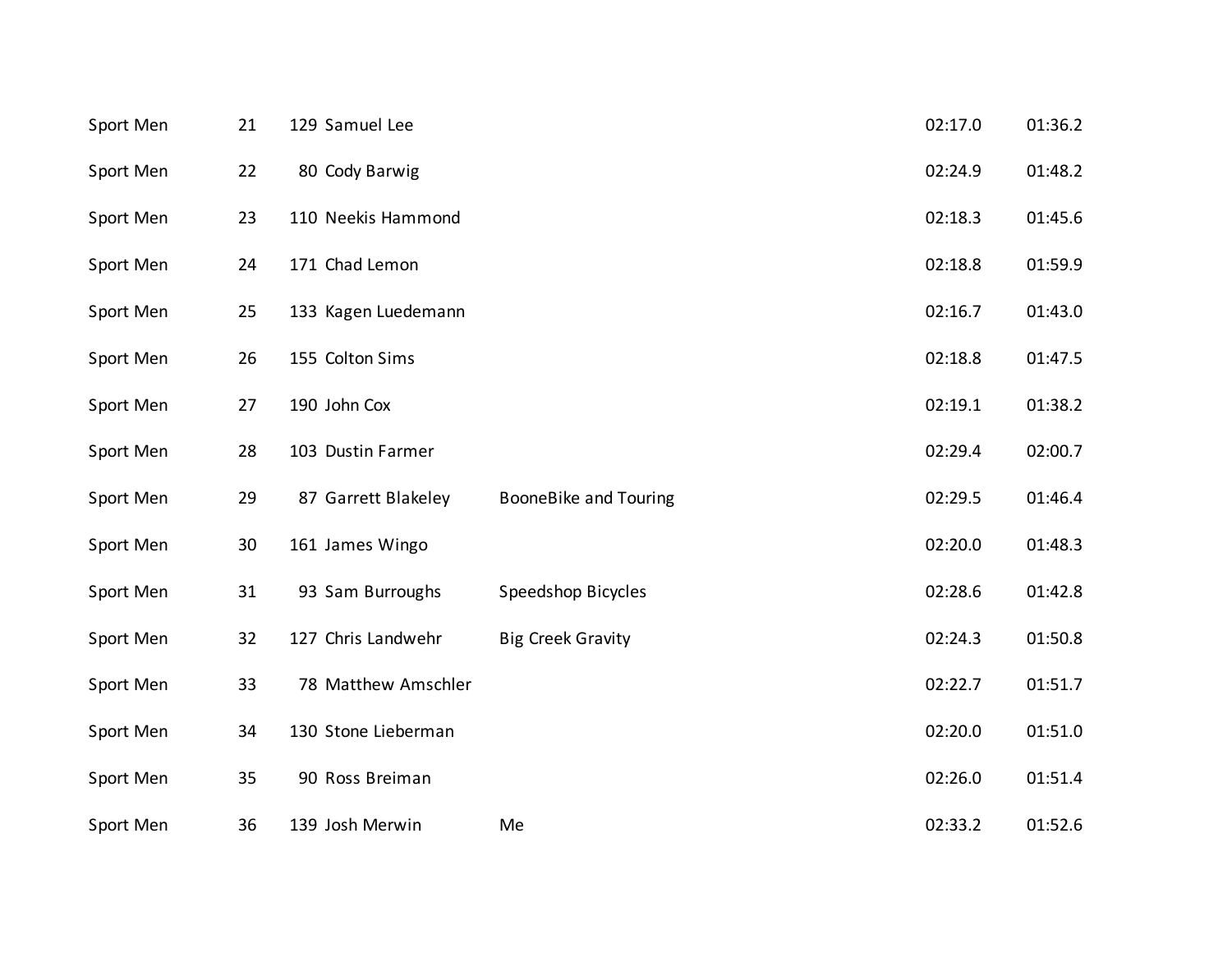| | | | | | | |
|---|---|---|---|---|---|---|
| Sport Men | 21 | 129 | Samuel Lee | | 02:17.0 | 01:36.2 |
| Sport Men | 22 | 80 | Cody Barwig | | 02:24.9 | 01:48.2 |
| Sport Men | 23 | 110 | Neekis Hammond | | 02:18.3 | 01:45.6 |
| Sport Men | 24 | 171 | Chad Lemon | | 02:18.8 | 01:59.9 |
| Sport Men | 25 | 133 | Kagen Luedemann | | 02:16.7 | 01:43.0 |
| Sport Men | 26 | 155 | Colton Sims | | 02:18.8 | 01:47.5 |
| Sport Men | 27 | 190 | John Cox | | 02:19.1 | 01:38.2 |
| Sport Men | 28 | 103 | Dustin Farmer | | 02:29.4 | 02:00.7 |
| Sport Men | 29 | 87 | Garrett Blakeley | BooneBike and Touring | 02:29.5 | 01:46.4 |
| Sport Men | 30 | 161 | James Wingo | | 02:20.0 | 01:48.3 |
| Sport Men | 31 | 93 | Sam Burroughs | Speedshop Bicycles | 02:28.6 | 01:42.8 |
| Sport Men | 32 | 127 | Chris Landwehr | Big Creek Gravity | 02:24.3 | 01:50.8 |
| Sport Men | 33 | 78 | Matthew Amschler | | 02:22.7 | 01:51.7 |
| Sport Men | 34 | 130 | Stone Lieberman | | 02:20.0 | 01:51.0 |
| Sport Men | 35 | 90 | Ross Breiman | | 02:26.0 | 01:51.4 |
| Sport Men | 36 | 139 | Josh Merwin | Me | 02:33.2 | 01:52.6 |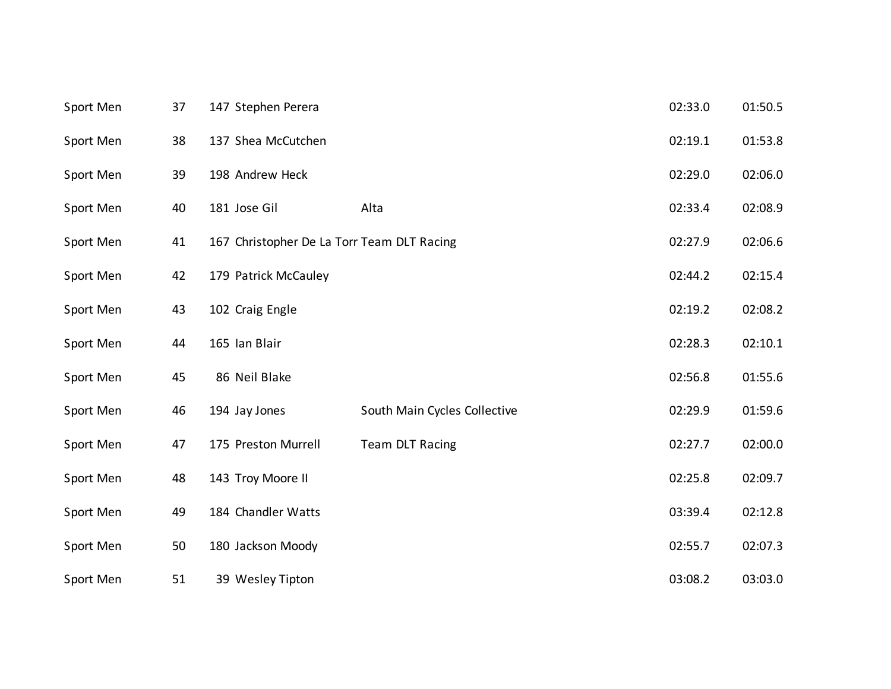| | | | | | | |
|---|---|---|---|---|---|---|
| Sport Men | 37 | 147 | Stephen Perera | | 02:33.0 | 01:50.5 |
| Sport Men | 38 | 137 | Shea McCutchen | | 02:19.1 | 01:53.8 |
| Sport Men | 39 | 198 | Andrew Heck | | 02:29.0 | 02:06.0 |
| Sport Men | 40 | 181 | Jose Gil | Alta | 02:33.4 | 02:08.9 |
| Sport Men | 41 | 167 | Christopher De La Torr | Team DLT Racing | 02:27.9 | 02:06.6 |
| Sport Men | 42 | 179 | Patrick McCauley | | 02:44.2 | 02:15.4 |
| Sport Men | 43 | 102 | Craig Engle | | 02:19.2 | 02:08.2 |
| Sport Men | 44 | 165 | Ian Blair | | 02:28.3 | 02:10.1 |
| Sport Men | 45 | 86 | Neil Blake | | 02:56.8 | 01:55.6 |
| Sport Men | 46 | 194 | Jay Jones | South Main Cycles Collective | 02:29.9 | 01:59.6 |
| Sport Men | 47 | 175 | Preston Murrell | Team DLT Racing | 02:27.7 | 02:00.0 |
| Sport Men | 48 | 143 | Troy Moore II | | 02:25.8 | 02:09.7 |
| Sport Men | 49 | 184 | Chandler Watts | | 03:39.4 | 02:12.8 |
| Sport Men | 50 | 180 | Jackson Moody | | 02:55.7 | 02:07.3 |
| Sport Men | 51 | 39 | Wesley Tipton | | 03:08.2 | 03:03.0 |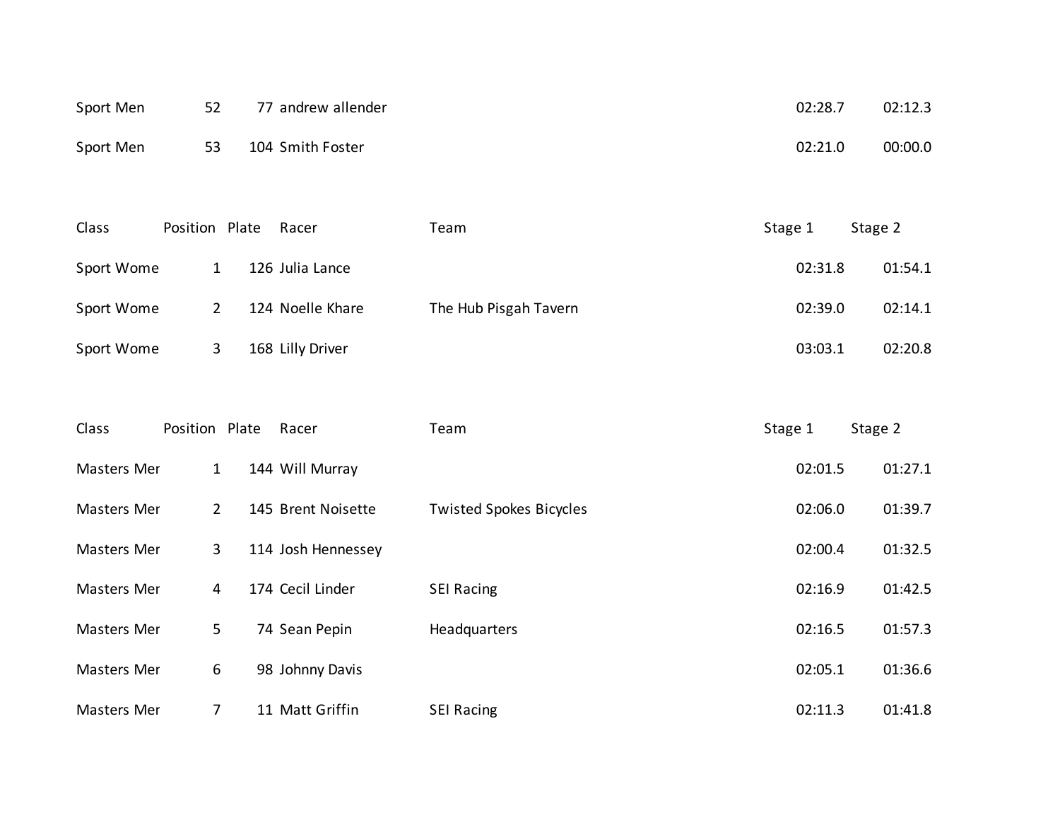| Class | Position | Plate | Racer | Team | Stage 1 | Stage 2 |
|---|---|---|---|---|---|---|
| Sport Men | 52 | 77 | andrew allender | | 02:28.7 | 02:12.3 |
| Sport Men | 53 | 104 | Smith Foster | | 02:21.0 | 00:00.0 |

| Class | Position | Plate | Racer | Team | Stage 1 | Stage 2 |
|---|---|---|---|---|---|---|
| Sport Wome | 1 | 126 | Julia Lance | | 02:31.8 | 01:54.1 |
| Sport Wome | 2 | 124 | Noelle Khare | The Hub Pisgah Tavern | 02:39.0 | 02:14.1 |
| Sport Wome | 3 | 168 | Lilly Driver | | 03:03.1 | 02:20.8 |

| Class | Position | Plate | Racer | Team | Stage 1 | Stage 2 |
|---|---|---|---|---|---|---|
| Masters Mer | 1 | 144 | Will Murray | | 02:01.5 | 01:27.1 |
| Masters Mer | 2 | 145 | Brent Noisette | Twisted Spokes Bicycles | 02:06.0 | 01:39.7 |
| Masters Mer | 3 | 114 | Josh Hennessey | | 02:00.4 | 01:32.5 |
| Masters Mer | 4 | 174 | Cecil Linder | SEI Racing | 02:16.9 | 01:42.5 |
| Masters Mer | 5 | 74 | Sean Pepin | Headquarters | 02:16.5 | 01:57.3 |
| Masters Mer | 6 | 98 | Johnny Davis | | 02:05.1 | 01:36.6 |
| Masters Mer | 7 | 11 | Matt Griffin | SEI Racing | 02:11.3 | 01:41.8 |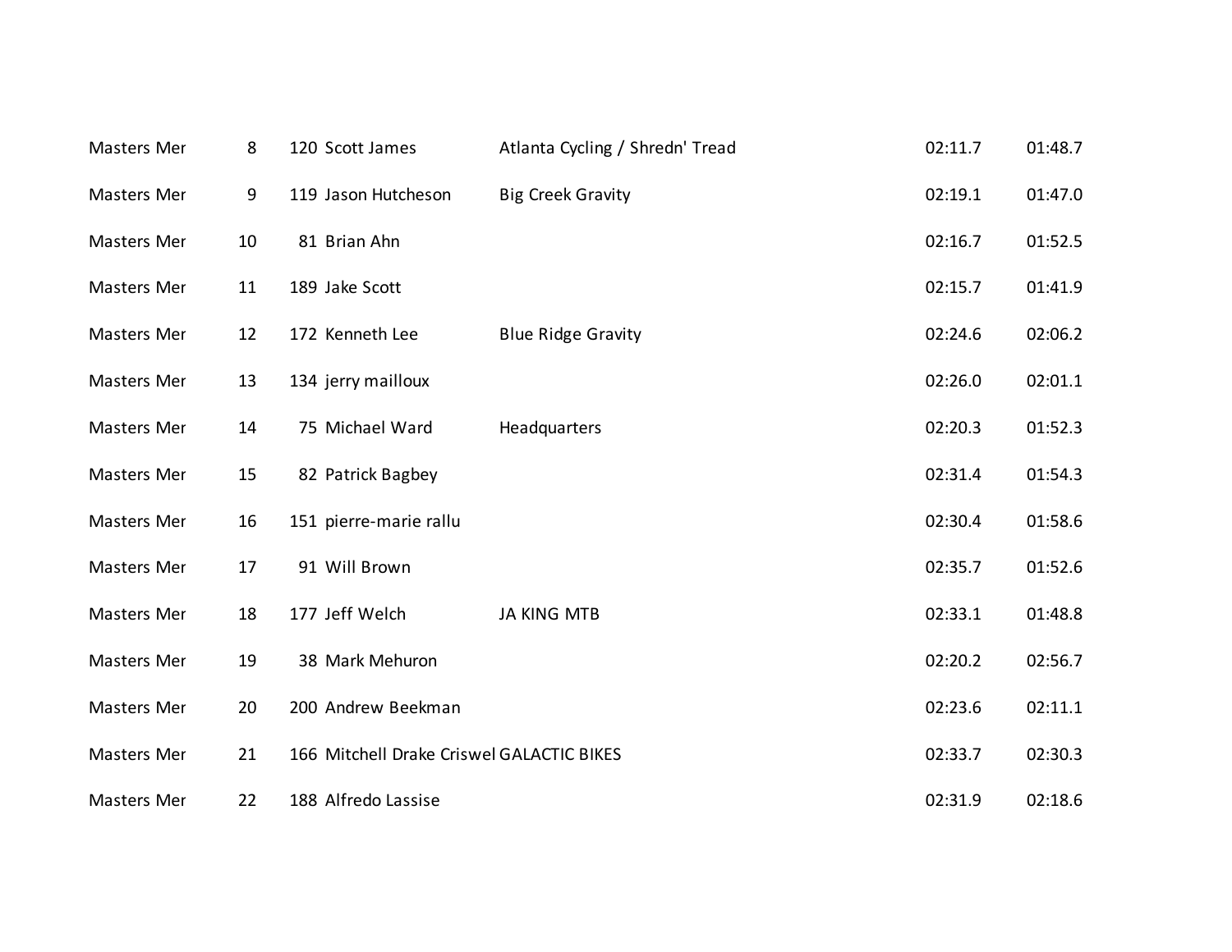| | | | | | | |
|---|---|---|---|---|---|---|
| Masters Mer | 8 | 120 | Scott James | Atlanta Cycling / Shredn' Tread | 02:11.7 | 01:48.7 |
| Masters Mer | 9 | 119 | Jason Hutcheson | Big Creek Gravity | 02:19.1 | 01:47.0 |
| Masters Mer | 10 | 81 | Brian Ahn | | 02:16.7 | 01:52.5 |
| Masters Mer | 11 | 189 | Jake Scott | | 02:15.7 | 01:41.9 |
| Masters Mer | 12 | 172 | Kenneth Lee | Blue Ridge Gravity | 02:24.6 | 02:06.2 |
| Masters Mer | 13 | 134 | jerry mailloux | | 02:26.0 | 02:01.1 |
| Masters Mer | 14 | 75 | Michael Ward | Headquarters | 02:20.3 | 01:52.3 |
| Masters Mer | 15 | 82 | Patrick Bagbey | | 02:31.4 | 01:54.3 |
| Masters Mer | 16 | 151 | pierre-marie rallu | | 02:30.4 | 01:58.6 |
| Masters Mer | 17 | 91 | Will Brown | | 02:35.7 | 01:52.6 |
| Masters Mer | 18 | 177 | Jeff Welch | JA KING MTB | 02:33.1 | 01:48.8 |
| Masters Mer | 19 | 38 | Mark Mehuron | | 02:20.2 | 02:56.7 |
| Masters Mer | 20 | 200 | Andrew Beekman | | 02:23.6 | 02:11.1 |
| Masters Mer | 21 | 166 | Mitchell Drake Criswel | GALACTIC BIKES | 02:33.7 | 02:30.3 |
| Masters Mer | 22 | 188 | Alfredo Lassise | | 02:31.9 | 02:18.6 |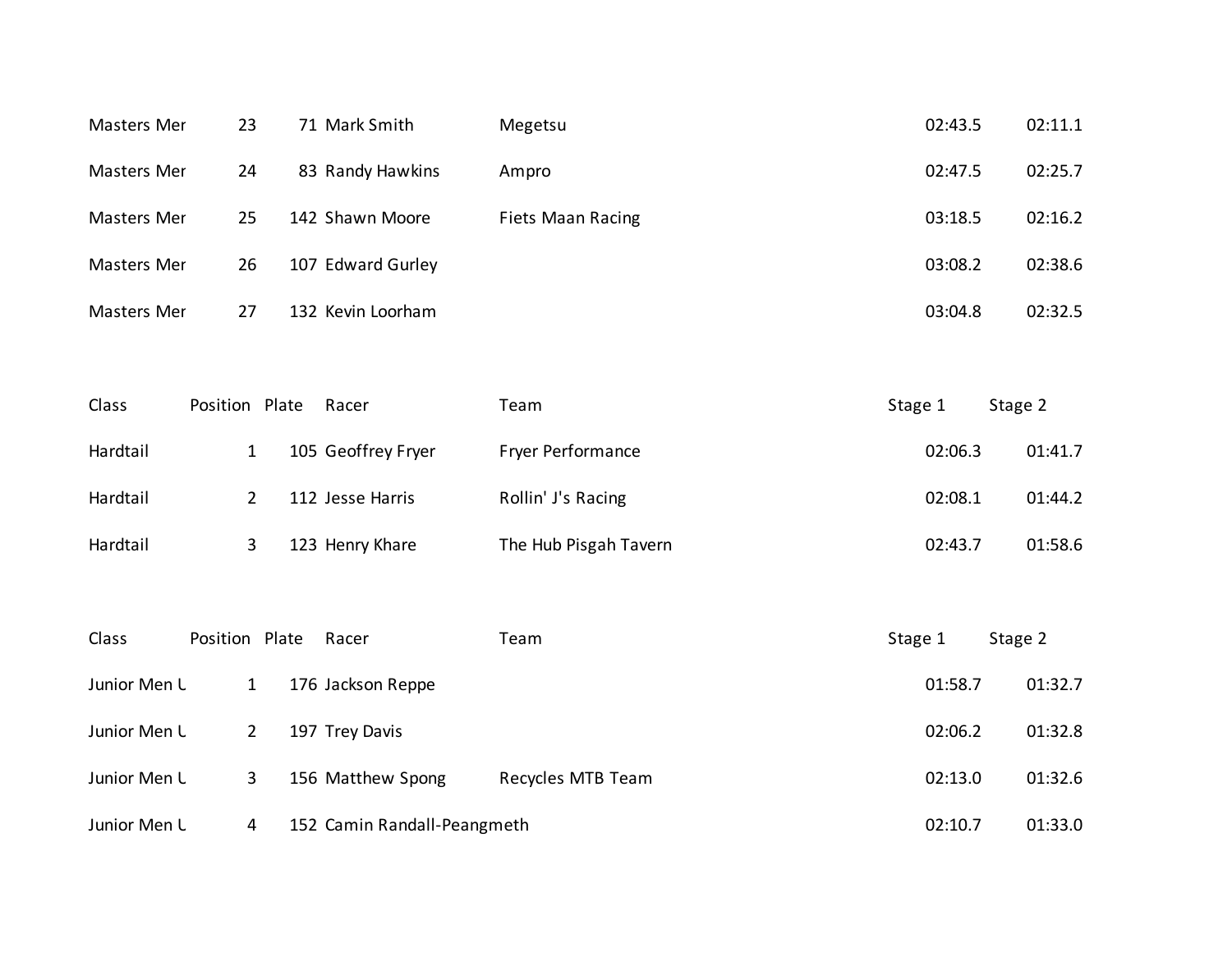| | | | | | | |
|---|---|---|---|---|---|---|
| Masters Mer | 23 | 71 | Mark Smith | Megetsu | 02:43.5 | 02:11.1 |
| Masters Mer | 24 | 83 | Randy Hawkins | Ampro | 02:47.5 | 02:25.7 |
| Masters Mer | 25 | 142 | Shawn Moore | Fiets Maan Racing | 03:18.5 | 02:16.2 |
| Masters Mer | 26 | 107 | Edward Gurley | | 03:08.2 | 02:38.6 |
| Masters Mer | 27 | 132 | Kevin Loorham | | 03:04.8 | 02:32.5 |

| Class | Position | Plate | Racer | Team | Stage 1 | Stage 2 |
|---|---|---|---|---|---|---|
| Hardtail | 1 | 105 | Geoffrey Fryer | Fryer Performance | 02:06.3 | 01:41.7 |
| Hardtail | 2 | 112 | Jesse Harris | Rollin' J's Racing | 02:08.1 | 01:44.2 |
| Hardtail | 3 | 123 | Henry Khare | The Hub Pisgah Tavern | 02:43.7 | 01:58.6 |

| Class | Position | Plate | Racer | Team | Stage 1 | Stage 2 |
|---|---|---|---|---|---|---|
| Junior Men U | 1 | 176 | Jackson Reppe | | 01:58.7 | 01:32.7 |
| Junior Men U | 2 | 197 | Trey Davis | | 02:06.2 | 01:32.8 |
| Junior Men U | 3 | 156 | Matthew Spong | Recycles MTB Team | 02:13.0 | 01:32.6 |
| Junior Men U | 4 | 152 | Camin Randall-Peangmeth | | 02:10.7 | 01:33.0 |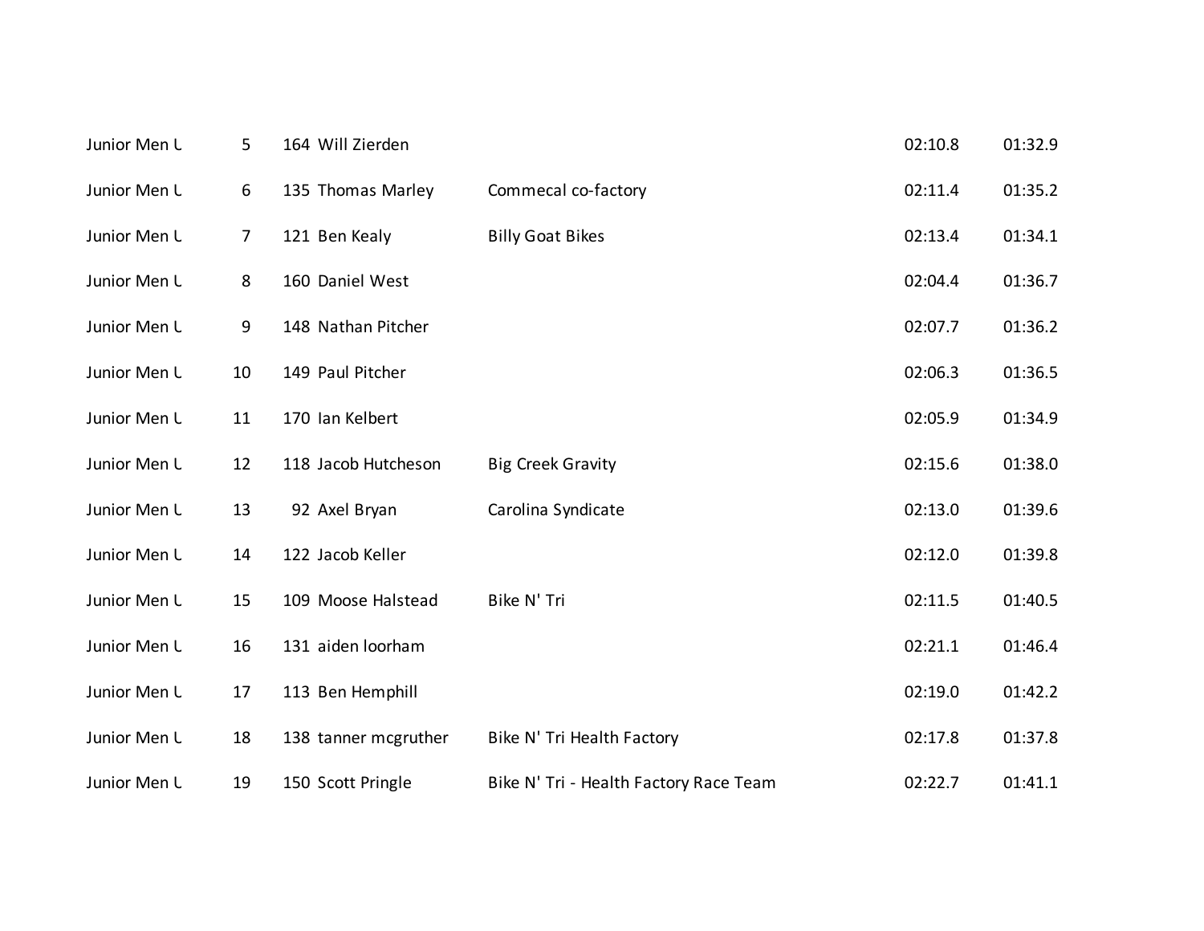| | | | | | | |
|---|---|---|---|---|---|---|
| Junior Men U | 5 | 164 | Will Zierden | | 02:10.8 | 01:32.9 |
| Junior Men U | 6 | 135 | Thomas Marley | Commecal co-factory | 02:11.4 | 01:35.2 |
| Junior Men U | 7 | 121 | Ben Kealy | Billy Goat Bikes | 02:13.4 | 01:34.1 |
| Junior Men U | 8 | 160 | Daniel West | | 02:04.4 | 01:36.7 |
| Junior Men U | 9 | 148 | Nathan Pitcher | | 02:07.7 | 01:36.2 |
| Junior Men U | 10 | 149 | Paul Pitcher | | 02:06.3 | 01:36.5 |
| Junior Men U | 11 | 170 | Ian Kelbert | | 02:05.9 | 01:34.9 |
| Junior Men U | 12 | 118 | Jacob Hutcheson | Big Creek Gravity | 02:15.6 | 01:38.0 |
| Junior Men U | 13 | 92 | Axel Bryan | Carolina Syndicate | 02:13.0 | 01:39.6 |
| Junior Men U | 14 | 122 | Jacob Keller | | 02:12.0 | 01:39.8 |
| Junior Men U | 15 | 109 | Moose Halstead | Bike N' Tri | 02:11.5 | 01:40.5 |
| Junior Men U | 16 | 131 | aiden loorham | | 02:21.1 | 01:46.4 |
| Junior Men U | 17 | 113 | Ben Hemphill | | 02:19.0 | 01:42.2 |
| Junior Men U | 18 | 138 | tanner mcgruther | Bike N' Tri Health Factory | 02:17.8 | 01:37.8 |
| Junior Men U | 19 | 150 | Scott Pringle | Bike N' Tri - Health Factory Race Team | 02:22.7 | 01:41.1 |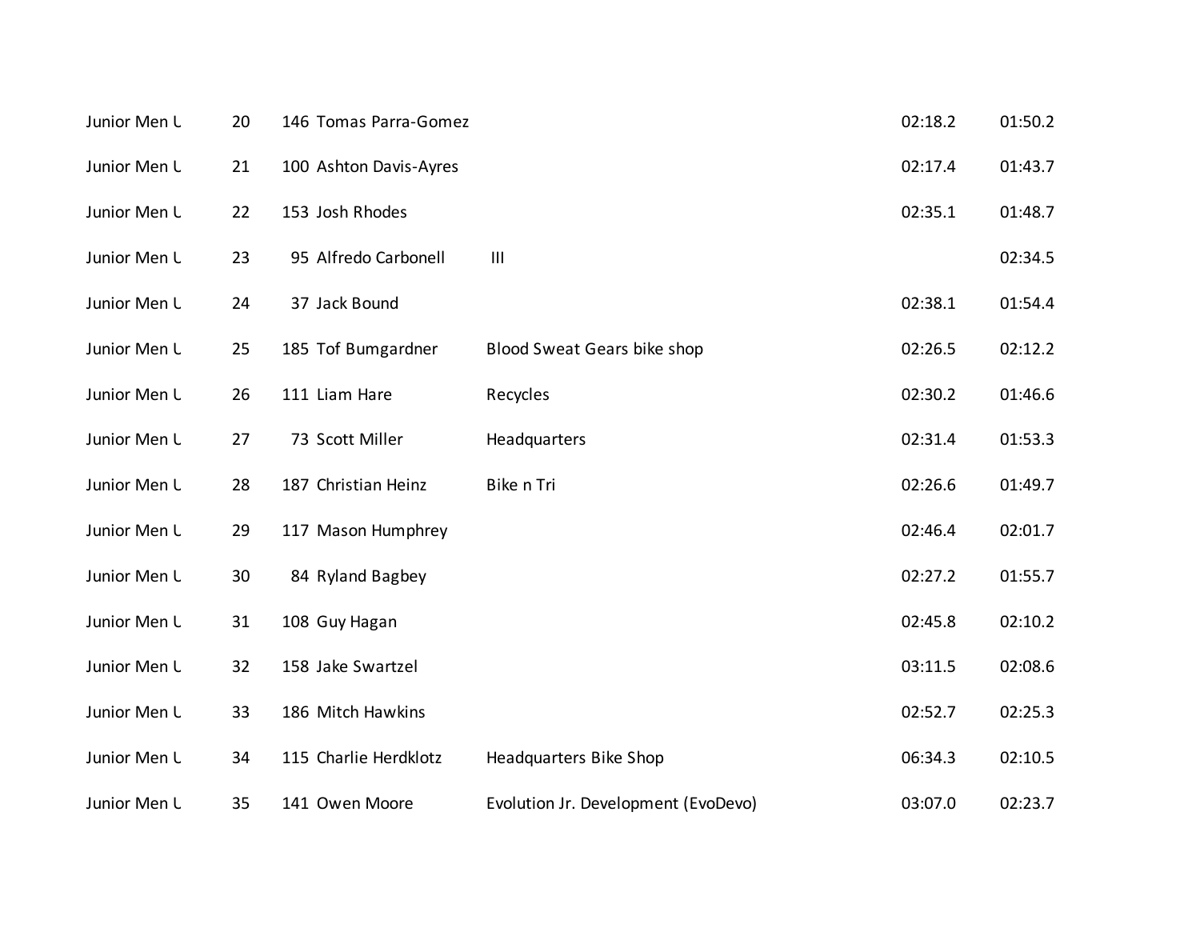| | | | | | | |
|---|---|---|---|---|---|---|
| Junior Men U | 20 | 146 | Tomas Parra-Gomez | | 02:18.2 | 01:50.2 |
| Junior Men U | 21 | 100 | Ashton Davis-Ayres | | 02:17.4 | 01:43.7 |
| Junior Men U | 22 | 153 | Josh Rhodes | | 02:35.1 | 01:48.7 |
| Junior Men U | 23 | 95 | Alfredo Carbonell | III | | 02:34.5 |
| Junior Men U | 24 | 37 | Jack Bound | | 02:38.1 | 01:54.4 |
| Junior Men U | 25 | 185 | Tof Bumgardner | Blood Sweat Gears bike shop | 02:26.5 | 02:12.2 |
| Junior Men U | 26 | 111 | Liam Hare | Recycles | 02:30.2 | 01:46.6 |
| Junior Men U | 27 | 73 | Scott Miller | Headquarters | 02:31.4 | 01:53.3 |
| Junior Men U | 28 | 187 | Christian Heinz | Bike n Tri | 02:26.6 | 01:49.7 |
| Junior Men U | 29 | 117 | Mason Humphrey | | 02:46.4 | 02:01.7 |
| Junior Men U | 30 | 84 | Ryland Bagbey | | 02:27.2 | 01:55.7 |
| Junior Men U | 31 | 108 | Guy Hagan | | 02:45.8 | 02:10.2 |
| Junior Men U | 32 | 158 | Jake Swartzel | | 03:11.5 | 02:08.6 |
| Junior Men U | 33 | 186 | Mitch Hawkins | | 02:52.7 | 02:25.3 |
| Junior Men U | 34 | 115 | Charlie Herdklotz | Headquarters Bike Shop | 06:34.3 | 02:10.5 |
| Junior Men U | 35 | 141 | Owen Moore | Evolution Jr. Development (EvoDevo) | 03:07.0 | 02:23.7 |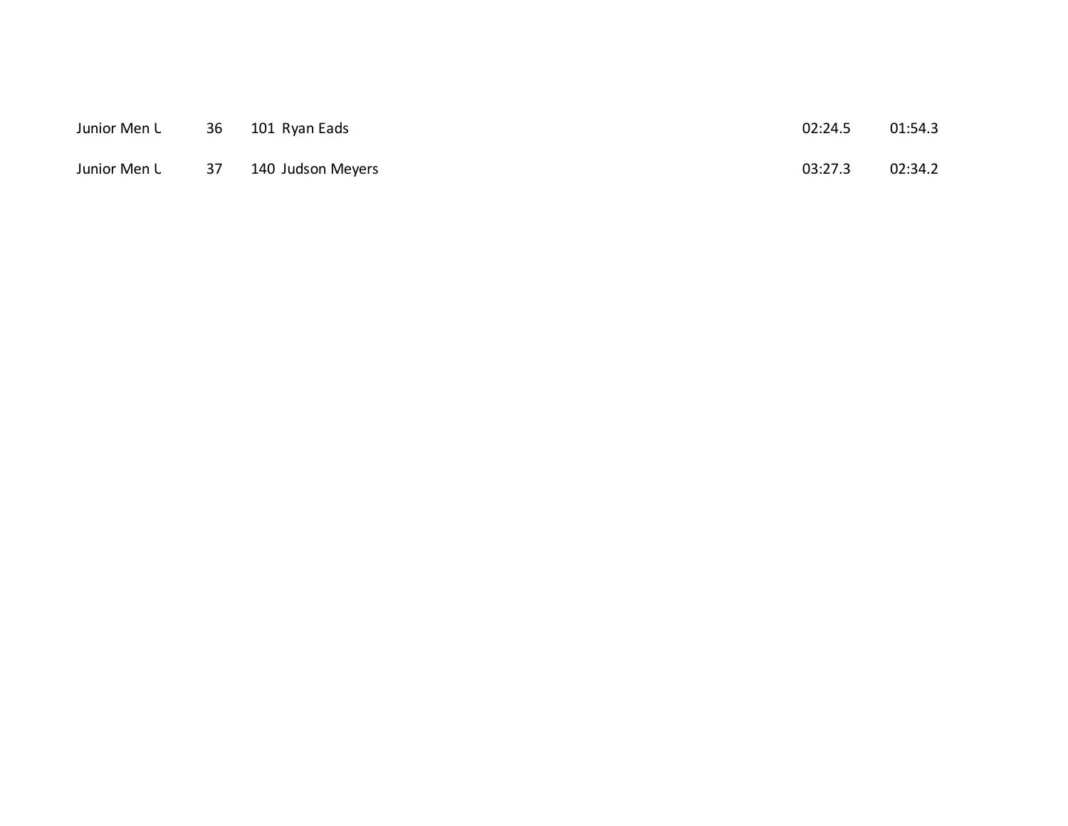| | | | | | |
|---|---|---|---|---|---|
| Junior Men U | 36 | 101 | Ryan Eads | 02:24.5 | 01:54.3 |
| Junior Men U | 37 | 140 | Judson Meyers | 03:27.3 | 02:34.2 |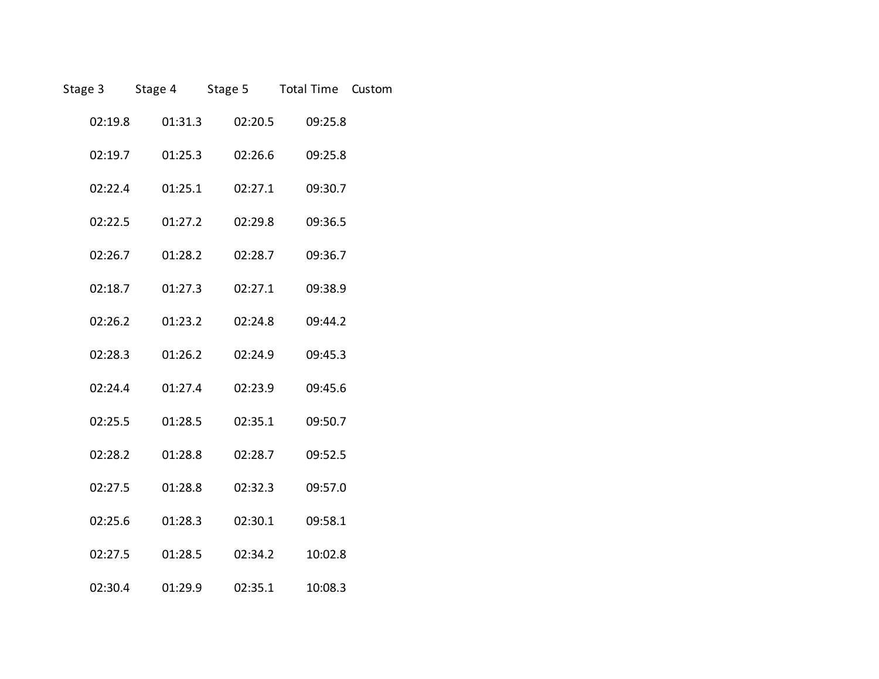| Stage 3 | Stage 4 | Stage 5 | Total Time | Custom |
|---|---|---|---|---|
| 02:19.8 | 01:31.3 | 02:20.5 | 09:25.8 | |
| 02:19.7 | 01:25.3 | 02:26.6 | 09:25.8 | |
| 02:22.4 | 01:25.1 | 02:27.1 | 09:30.7 | |
| 02:22.5 | 01:27.2 | 02:29.8 | 09:36.5 | |
| 02:26.7 | 01:28.2 | 02:28.7 | 09:36.7 | |
| 02:18.7 | 01:27.3 | 02:27.1 | 09:38.9 | |
| 02:26.2 | 01:23.2 | 02:24.8 | 09:44.2 | |
| 02:28.3 | 01:26.2 | 02:24.9 | 09:45.3 | |
| 02:24.4 | 01:27.4 | 02:23.9 | 09:45.6 | |
| 02:25.5 | 01:28.5 | 02:35.1 | 09:50.7 | |
| 02:28.2 | 01:28.8 | 02:28.7 | 09:52.5 | |
| 02:27.5 | 01:28.8 | 02:32.3 | 09:57.0 | |
| 02:25.6 | 01:28.3 | 02:30.1 | 09:58.1 | |
| 02:27.5 | 01:28.5 | 02:34.2 | 10:02.8 | |
| 02:30.4 | 01:29.9 | 02:35.1 | 10:08.3 | |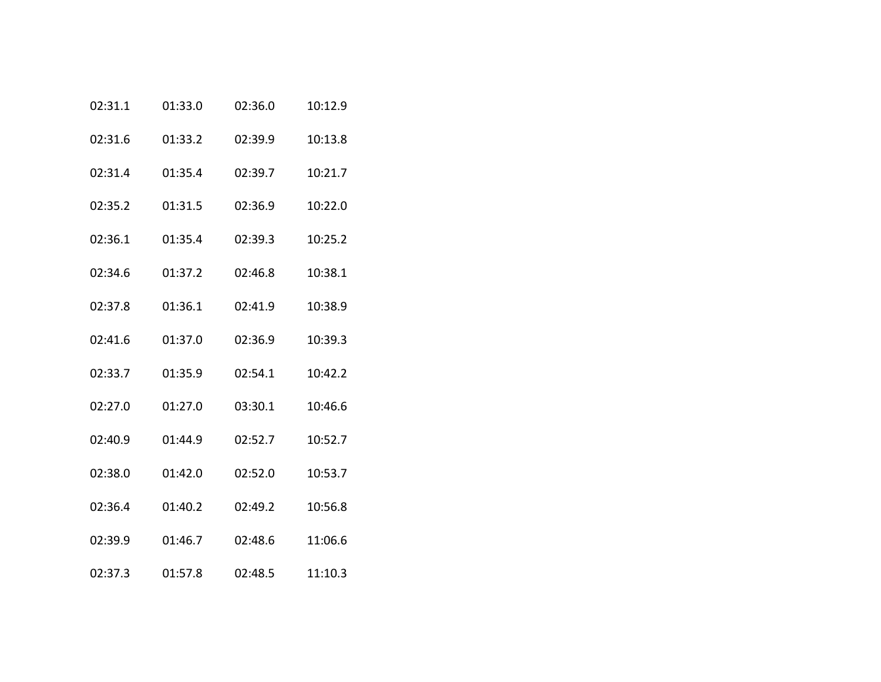| | | | |
|---|---|---|---|
| 02:31.1 | 01:33.0 | 02:36.0 | 10:12.9 |
| 02:31.6 | 01:33.2 | 02:39.9 | 10:13.8 |
| 02:31.4 | 01:35.4 | 02:39.7 | 10:21.7 |
| 02:35.2 | 01:31.5 | 02:36.9 | 10:22.0 |
| 02:36.1 | 01:35.4 | 02:39.3 | 10:25.2 |
| 02:34.6 | 01:37.2 | 02:46.8 | 10:38.1 |
| 02:37.8 | 01:36.1 | 02:41.9 | 10:38.9 |
| 02:41.6 | 01:37.0 | 02:36.9 | 10:39.3 |
| 02:33.7 | 01:35.9 | 02:54.1 | 10:42.2 |
| 02:27.0 | 01:27.0 | 03:30.1 | 10:46.6 |
| 02:40.9 | 01:44.9 | 02:52.7 | 10:52.7 |
| 02:38.0 | 01:42.0 | 02:52.0 | 10:53.7 |
| 02:36.4 | 01:40.2 | 02:49.2 | 10:56.8 |
| 02:39.9 | 01:46.7 | 02:48.6 | 11:06.6 |
| 02:37.3 | 01:57.8 | 02:48.5 | 11:10.3 |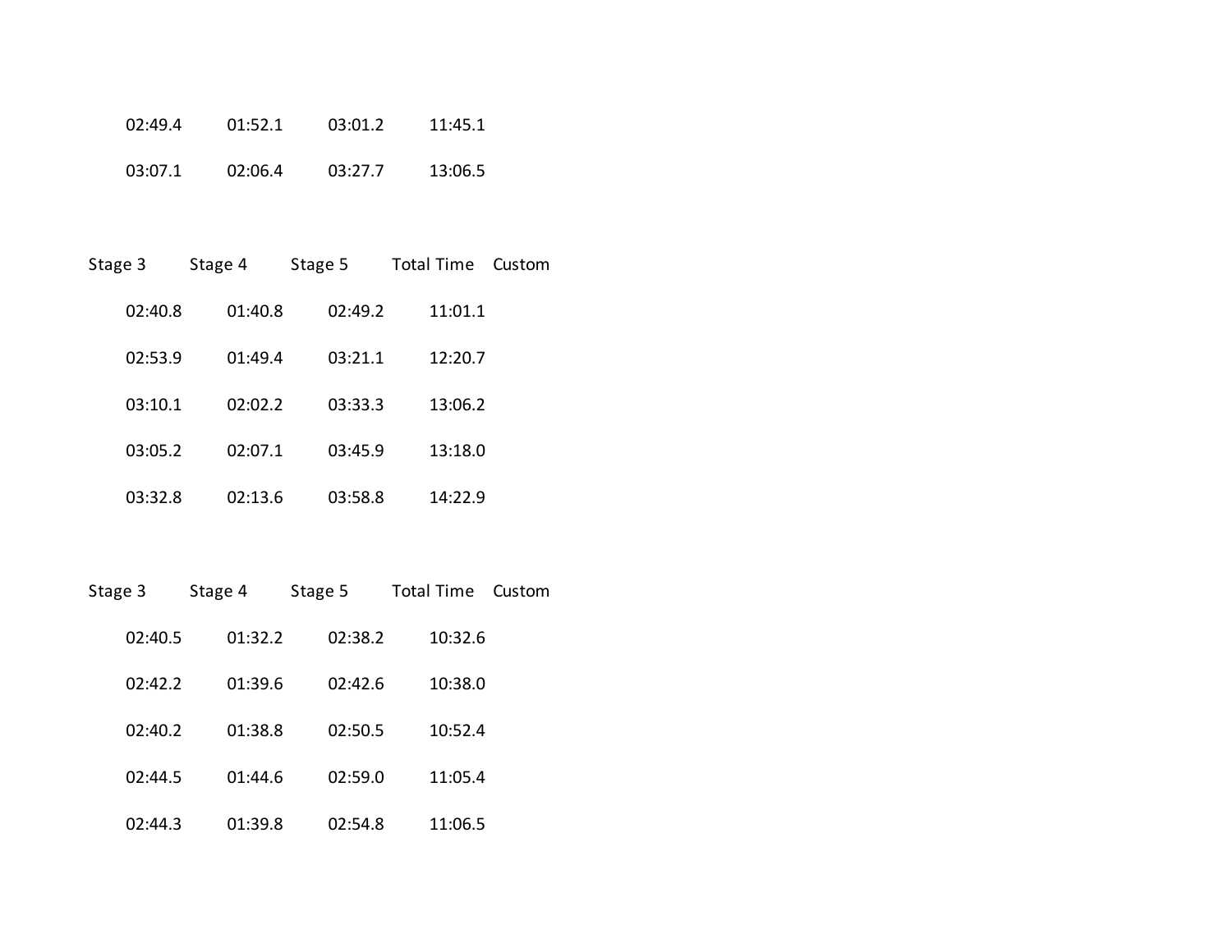| | | | | |
|---|---|---|---|---|
| 02:49.4 | 01:52.1 | 03:01.2 | 11:45.1 | |
| 03:07.1 | 02:06.4 | 03:27.7 | 13:06.5 | |

| Stage 3 | Stage 4 | Stage 5 | Total Time | Custom |
|---|---|---|---|---|
| 02:40.8 | 01:40.8 | 02:49.2 | 11:01.1 | |
| 02:53.9 | 01:49.4 | 03:21.1 | 12:20.7 | |
| 03:10.1 | 02:02.2 | 03:33.3 | 13:06.2 | |
| 03:05.2 | 02:07.1 | 03:45.9 | 13:18.0 | |
| 03:32.8 | 02:13.6 | 03:58.8 | 14:22.9 | |

| Stage 3 | Stage 4 | Stage 5 | Total Time | Custom |
|---|---|---|---|---|
| 02:40.5 | 01:32.2 | 02:38.2 | 10:32.6 | |
| 02:42.2 | 01:39.6 | 02:42.6 | 10:38.0 | |
| 02:40.2 | 01:38.8 | 02:50.5 | 10:52.4 | |
| 02:44.5 | 01:44.6 | 02:59.0 | 11:05.4 | |
| 02:44.3 | 01:39.8 | 02:54.8 | 11:06.5 | |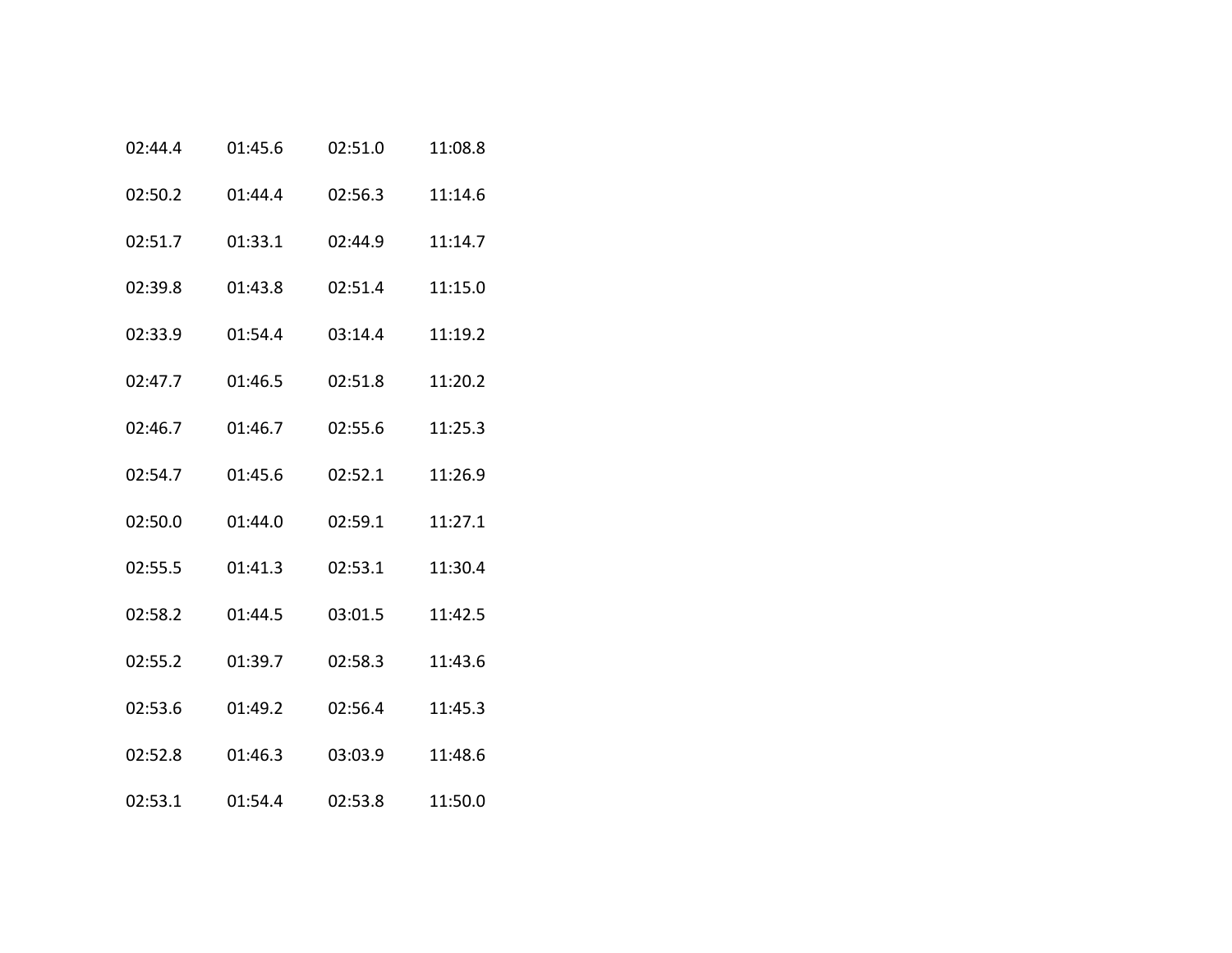| | | | |
|---|---|---|---|
| 02:44.4 | 01:45.6 | 02:51.0 | 11:08.8 |
| 02:50.2 | 01:44.4 | 02:56.3 | 11:14.6 |
| 02:51.7 | 01:33.1 | 02:44.9 | 11:14.7 |
| 02:39.8 | 01:43.8 | 02:51.4 | 11:15.0 |
| 02:33.9 | 01:54.4 | 03:14.4 | 11:19.2 |
| 02:47.7 | 01:46.5 | 02:51.8 | 11:20.2 |
| 02:46.7 | 01:46.7 | 02:55.6 | 11:25.3 |
| 02:54.7 | 01:45.6 | 02:52.1 | 11:26.9 |
| 02:50.0 | 01:44.0 | 02:59.1 | 11:27.1 |
| 02:55.5 | 01:41.3 | 02:53.1 | 11:30.4 |
| 02:58.2 | 01:44.5 | 03:01.5 | 11:42.5 |
| 02:55.2 | 01:39.7 | 02:58.3 | 11:43.6 |
| 02:53.6 | 01:49.2 | 02:56.4 | 11:45.3 |
| 02:52.8 | 01:46.3 | 03:03.9 | 11:48.6 |
| 02:53.1 | 01:54.4 | 02:53.8 | 11:50.0 |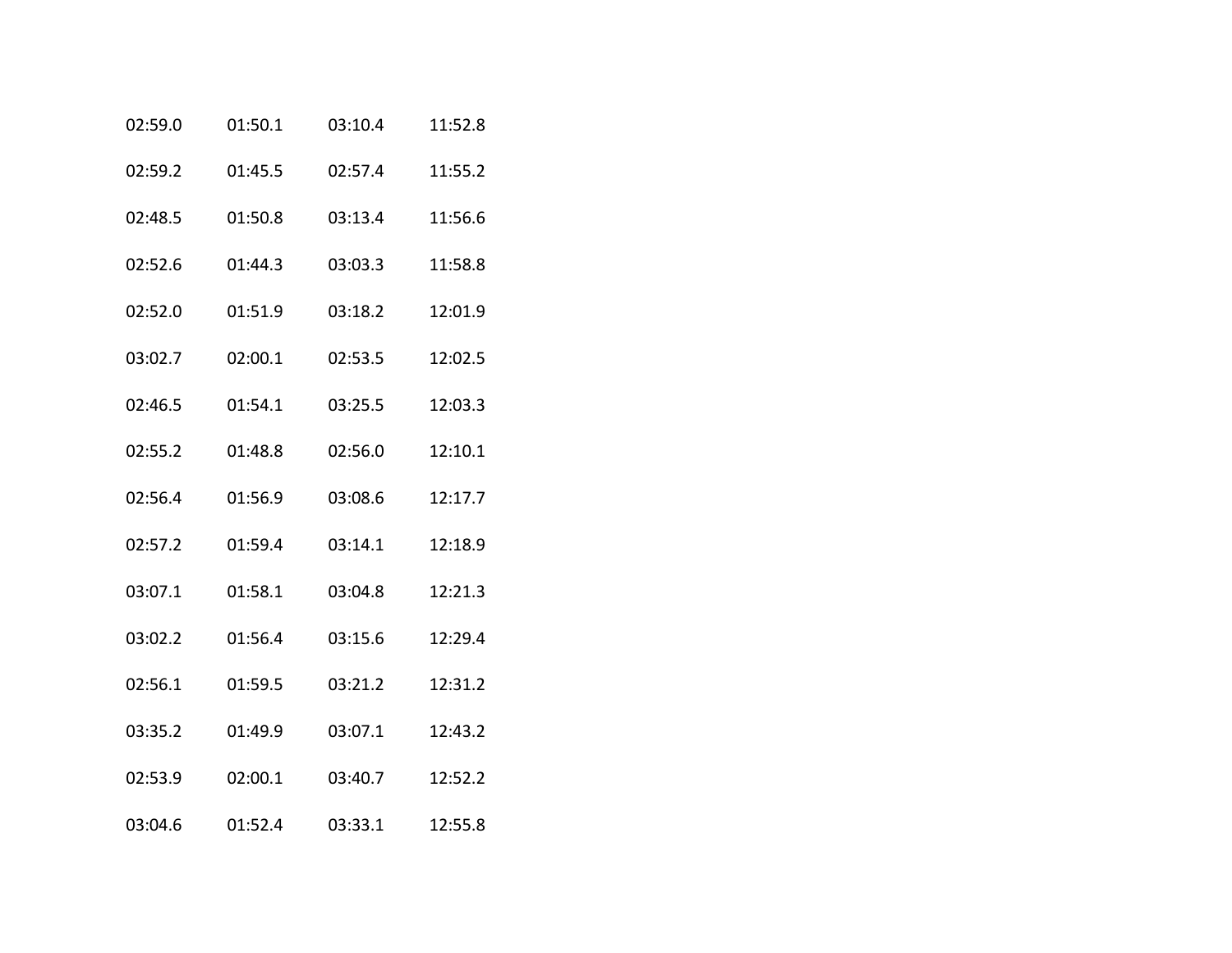| | | | |
|---|---|---|---|
| 02:59.0 | 01:50.1 | 03:10.4 | 11:52.8 |
| 02:59.2 | 01:45.5 | 02:57.4 | 11:55.2 |
| 02:48.5 | 01:50.8 | 03:13.4 | 11:56.6 |
| 02:52.6 | 01:44.3 | 03:03.3 | 11:58.8 |
| 02:52.0 | 01:51.9 | 03:18.2 | 12:01.9 |
| 03:02.7 | 02:00.1 | 02:53.5 | 12:02.5 |
| 02:46.5 | 01:54.1 | 03:25.5 | 12:03.3 |
| 02:55.2 | 01:48.8 | 02:56.0 | 12:10.1 |
| 02:56.4 | 01:56.9 | 03:08.6 | 12:17.7 |
| 02:57.2 | 01:59.4 | 03:14.1 | 12:18.9 |
| 03:07.1 | 01:58.1 | 03:04.8 | 12:21.3 |
| 03:02.2 | 01:56.4 | 03:15.6 | 12:29.4 |
| 02:56.1 | 01:59.5 | 03:21.2 | 12:31.2 |
| 03:35.2 | 01:49.9 | 03:07.1 | 12:43.2 |
| 02:53.9 | 02:00.1 | 03:40.7 | 12:52.2 |
| 03:04.6 | 01:52.4 | 03:33.1 | 12:55.8 |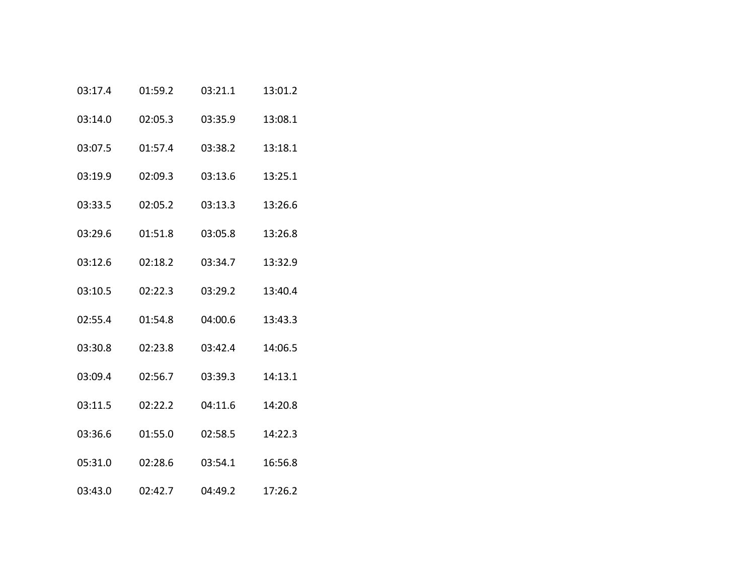| | | | |
|---|---|---|---|
| 03:17.4 | 01:59.2 | 03:21.1 | 13:01.2 |
| 03:14.0 | 02:05.3 | 03:35.9 | 13:08.1 |
| 03:07.5 | 01:57.4 | 03:38.2 | 13:18.1 |
| 03:19.9 | 02:09.3 | 03:13.6 | 13:25.1 |
| 03:33.5 | 02:05.2 | 03:13.3 | 13:26.6 |
| 03:29.6 | 01:51.8 | 03:05.8 | 13:26.8 |
| 03:12.6 | 02:18.2 | 03:34.7 | 13:32.9 |
| 03:10.5 | 02:22.3 | 03:29.2 | 13:40.4 |
| 02:55.4 | 01:54.8 | 04:00.6 | 13:43.3 |
| 03:30.8 | 02:23.8 | 03:42.4 | 14:06.5 |
| 03:09.4 | 02:56.7 | 03:39.3 | 14:13.1 |
| 03:11.5 | 02:22.2 | 04:11.6 | 14:20.8 |
| 03:36.6 | 01:55.0 | 02:58.5 | 14:22.3 |
| 05:31.0 | 02:28.6 | 03:54.1 | 16:56.8 |
| 03:43.0 | 02:42.7 | 04:49.2 | 17:26.2 |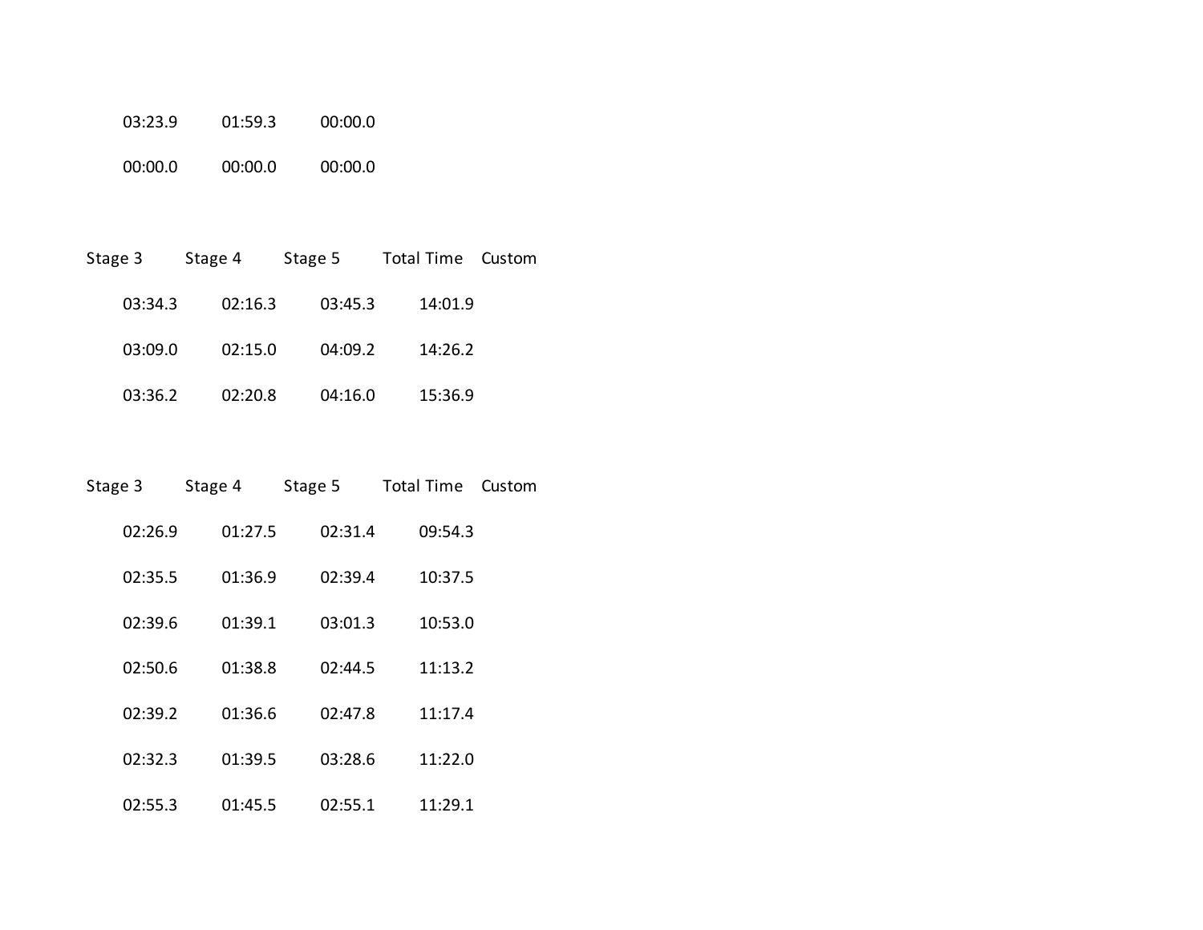| | | |
|---|---|---|
| 03:23.9 | 01:59.3 | 00:00.0 |
| 00:00.0 | 00:00.0 | 00:00.0 |

| Stage 3 | Stage 4 | Stage 5 | Total Time | Custom |
|---|---|---|---|---|
| 03:34.3 | 02:16.3 | 03:45.3 | 14:01.9 | |
| 03:09.0 | 02:15.0 | 04:09.2 | 14:26.2 | |
| 03:36.2 | 02:20.8 | 04:16.0 | 15:36.9 | |

| Stage 3 | Stage 4 | Stage 5 | Total Time | Custom |
|---|---|---|---|---|
| 02:26.9 | 01:27.5 | 02:31.4 | 09:54.3 | |
| 02:35.5 | 01:36.9 | 02:39.4 | 10:37.5 | |
| 02:39.6 | 01:39.1 | 03:01.3 | 10:53.0 | |
| 02:50.6 | 01:38.8 | 02:44.5 | 11:13.2 | |
| 02:39.2 | 01:36.6 | 02:47.8 | 11:17.4 | |
| 02:32.3 | 01:39.5 | 03:28.6 | 11:22.0 | |
| 02:55.3 | 01:45.5 | 02:55.1 | 11:29.1 | |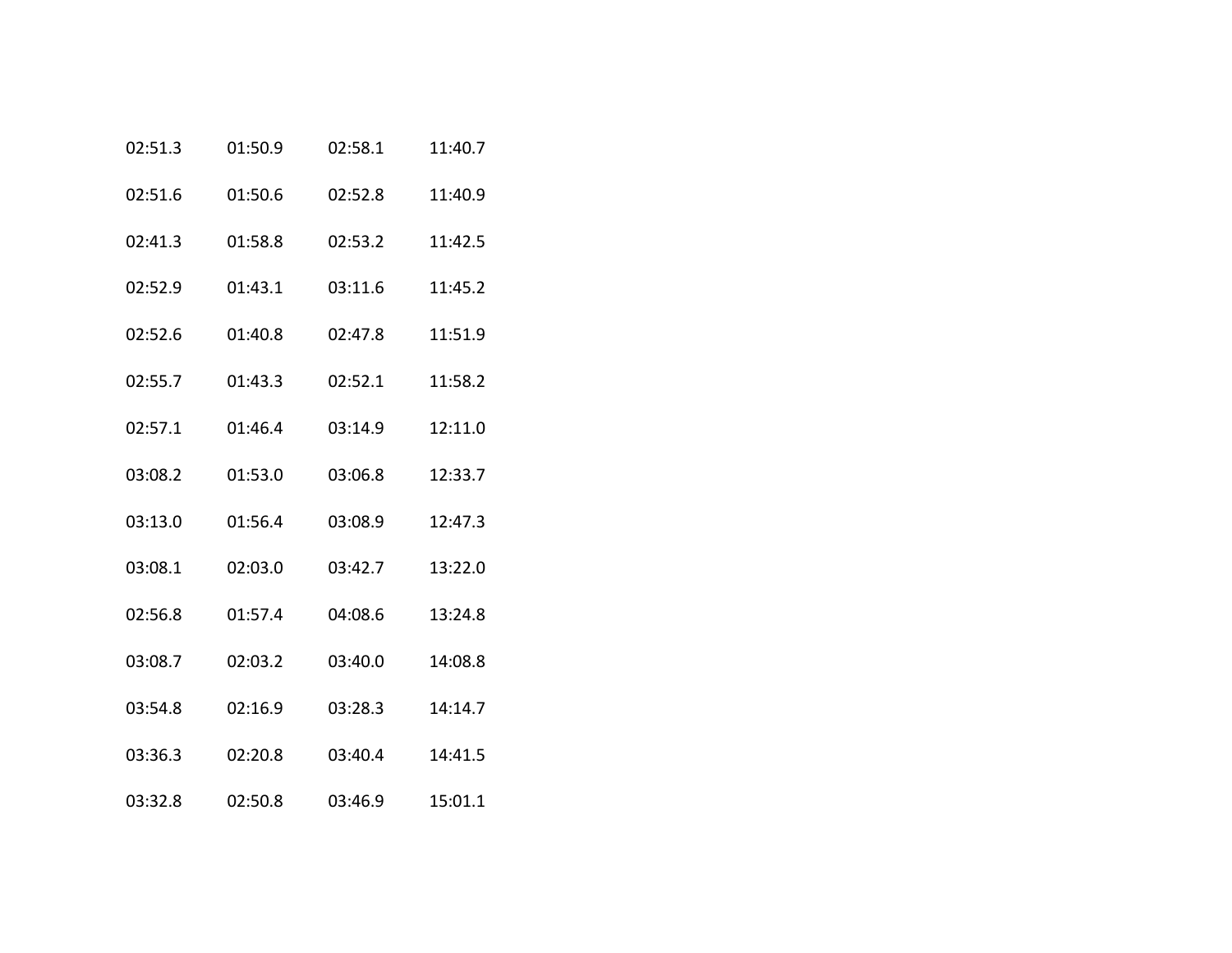| | | | |
|---|---|---|---|
| 02:51.3 | 01:50.9 | 02:58.1 | 11:40.7 |
| 02:51.6 | 01:50.6 | 02:52.8 | 11:40.9 |
| 02:41.3 | 01:58.8 | 02:53.2 | 11:42.5 |
| 02:52.9 | 01:43.1 | 03:11.6 | 11:45.2 |
| 02:52.6 | 01:40.8 | 02:47.8 | 11:51.9 |
| 02:55.7 | 01:43.3 | 02:52.1 | 11:58.2 |
| 02:57.1 | 01:46.4 | 03:14.9 | 12:11.0 |
| 03:08.2 | 01:53.0 | 03:06.8 | 12:33.7 |
| 03:13.0 | 01:56.4 | 03:08.9 | 12:47.3 |
| 03:08.1 | 02:03.0 | 03:42.7 | 13:22.0 |
| 02:56.8 | 01:57.4 | 04:08.6 | 13:24.8 |
| 03:08.7 | 02:03.2 | 03:40.0 | 14:08.8 |
| 03:54.8 | 02:16.9 | 03:28.3 | 14:14.7 |
| 03:36.3 | 02:20.8 | 03:40.4 | 14:41.5 |
| 03:32.8 | 02:50.8 | 03:46.9 | 15:01.1 |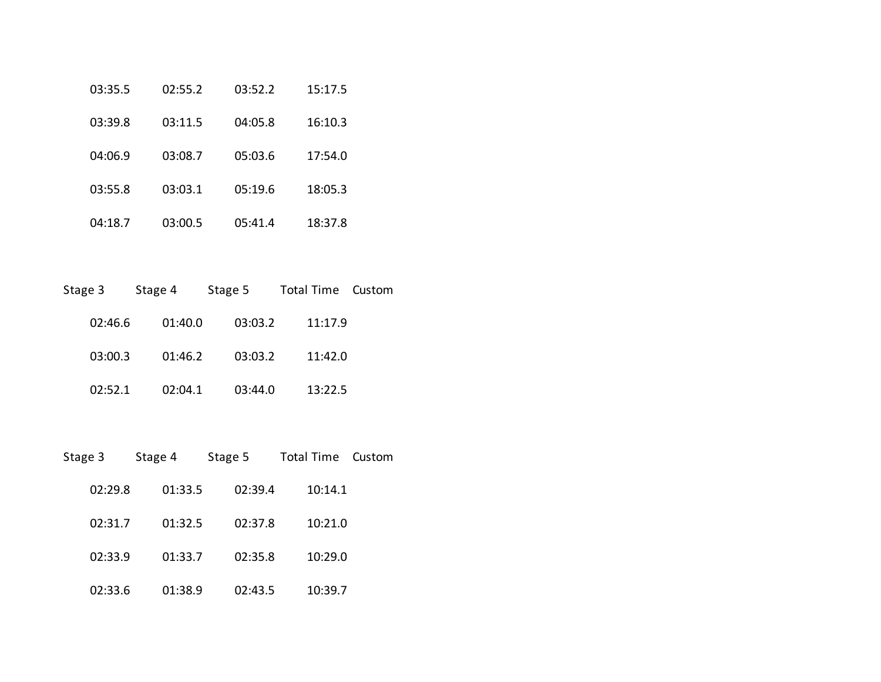| | | | | |
|---|---|---|---|---|
| 03:35.5 | 02:55.2 | 03:52.2 | 15:17.5 | |
| 03:39.8 | 03:11.5 | 04:05.8 | 16:10.3 | |
| 04:06.9 | 03:08.7 | 05:03.6 | 17:54.0 | |
| 03:55.8 | 03:03.1 | 05:19.6 | 18:05.3 | |
| 04:18.7 | 03:00.5 | 05:41.4 | 18:37.8 | |

| Stage 3 | Stage 4 | Stage 5 | Total Time | Custom |
|---|---|---|---|---|
| 02:46.6 | 01:40.0 | 03:03.2 | 11:17.9 | |
| 03:00.3 | 01:46.2 | 03:03.2 | 11:42.0 | |
| 02:52.1 | 02:04.1 | 03:44.0 | 13:22.5 | |

| Stage 3 | Stage 4 | Stage 5 | Total Time | Custom |
|---|---|---|---|---|
| 02:29.8 | 01:33.5 | 02:39.4 | 10:14.1 | |
| 02:31.7 | 01:32.5 | 02:37.8 | 10:21.0 | |
| 02:33.9 | 01:33.7 | 02:35.8 | 10:29.0 | |
| 02:33.6 | 01:38.9 | 02:43.5 | 10:39.7 | |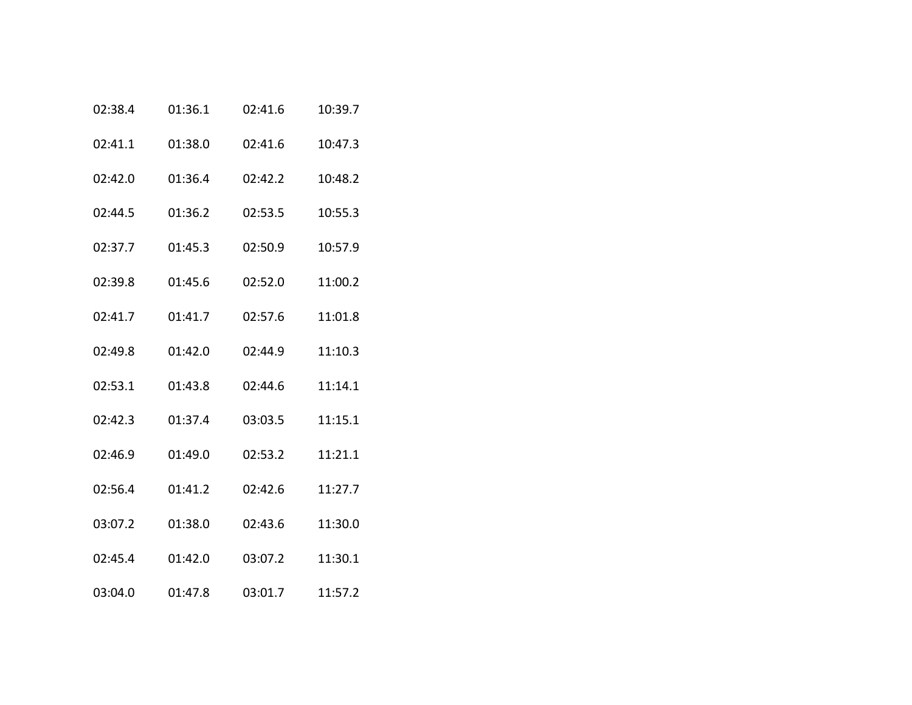| | | | |
|---|---|---|---|
| 02:38.4 | 01:36.1 | 02:41.6 | 10:39.7 |
| 02:41.1 | 01:38.0 | 02:41.6 | 10:47.3 |
| 02:42.0 | 01:36.4 | 02:42.2 | 10:48.2 |
| 02:44.5 | 01:36.2 | 02:53.5 | 10:55.3 |
| 02:37.7 | 01:45.3 | 02:50.9 | 10:57.9 |
| 02:39.8 | 01:45.6 | 02:52.0 | 11:00.2 |
| 02:41.7 | 01:41.7 | 02:57.6 | 11:01.8 |
| 02:49.8 | 01:42.0 | 02:44.9 | 11:10.3 |
| 02:53.1 | 01:43.8 | 02:44.6 | 11:14.1 |
| 02:42.3 | 01:37.4 | 03:03.5 | 11:15.1 |
| 02:46.9 | 01:49.0 | 02:53.2 | 11:21.1 |
| 02:56.4 | 01:41.2 | 02:42.6 | 11:27.7 |
| 03:07.2 | 01:38.0 | 02:43.6 | 11:30.0 |
| 02:45.4 | 01:42.0 | 03:07.2 | 11:30.1 |
| 03:04.0 | 01:47.8 | 03:01.7 | 11:57.2 |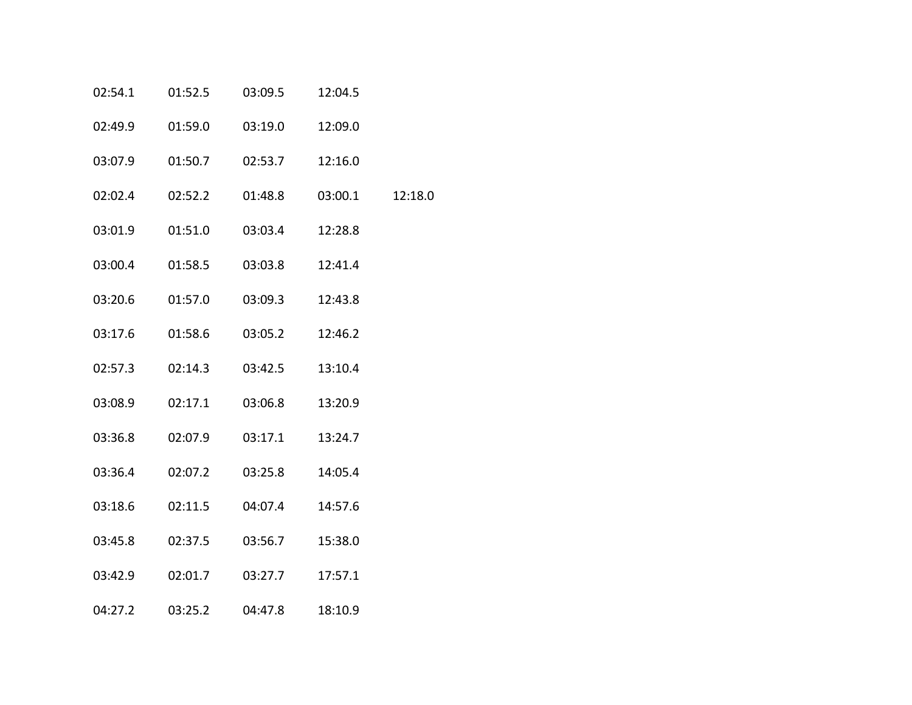| | | | | |
|---|---|---|---|---|
| 02:54.1 | 01:52.5 | 03:09.5 | 12:04.5 | |
| 02:49.9 | 01:59.0 | 03:19.0 | 12:09.0 | |
| 03:07.9 | 01:50.7 | 02:53.7 | 12:16.0 | |
| 02:02.4 | 02:52.2 | 01:48.8 | 03:00.1 | 12:18.0 |
| 03:01.9 | 01:51.0 | 03:03.4 | 12:28.8 | |
| 03:00.4 | 01:58.5 | 03:03.8 | 12:41.4 | |
| 03:20.6 | 01:57.0 | 03:09.3 | 12:43.8 | |
| 03:17.6 | 01:58.6 | 03:05.2 | 12:46.2 | |
| 02:57.3 | 02:14.3 | 03:42.5 | 13:10.4 | |
| 03:08.9 | 02:17.1 | 03:06.8 | 13:20.9 | |
| 03:36.8 | 02:07.9 | 03:17.1 | 13:24.7 | |
| 03:36.4 | 02:07.2 | 03:25.8 | 14:05.4 | |
| 03:18.6 | 02:11.5 | 04:07.4 | 14:57.6 | |
| 03:45.8 | 02:37.5 | 03:56.7 | 15:38.0 | |
| 03:42.9 | 02:01.7 | 03:27.7 | 17:57.1 | |
| 04:27.2 | 03:25.2 | 04:47.8 | 18:10.9 | |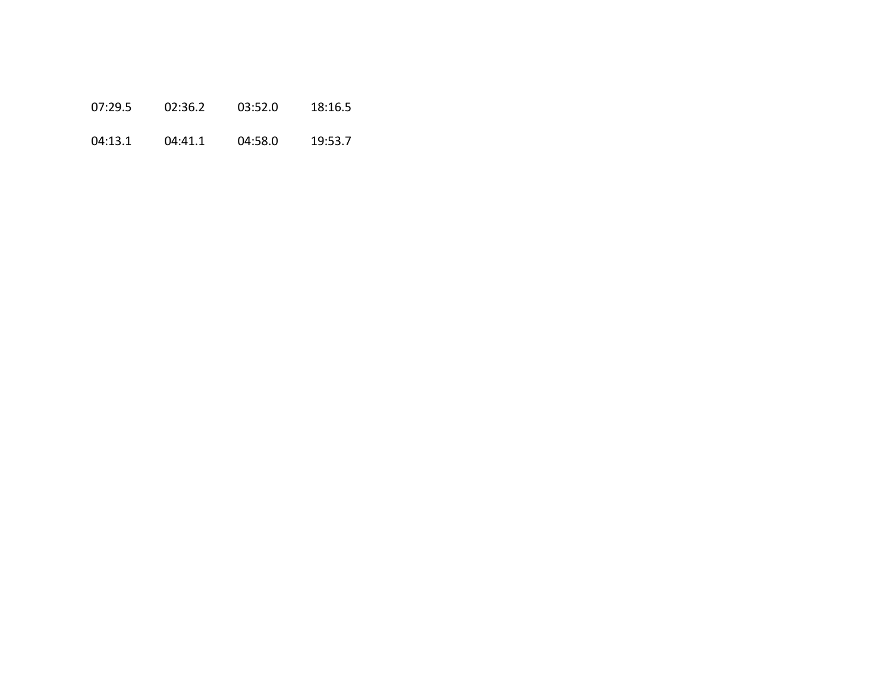| | | | |
|---|---|---|---|
| 07:29.5 | 02:36.2 | 03:52.0 | 18:16.5 |
| 04:13.1 | 04:41.1 | 04:58.0 | 19:53.7 |